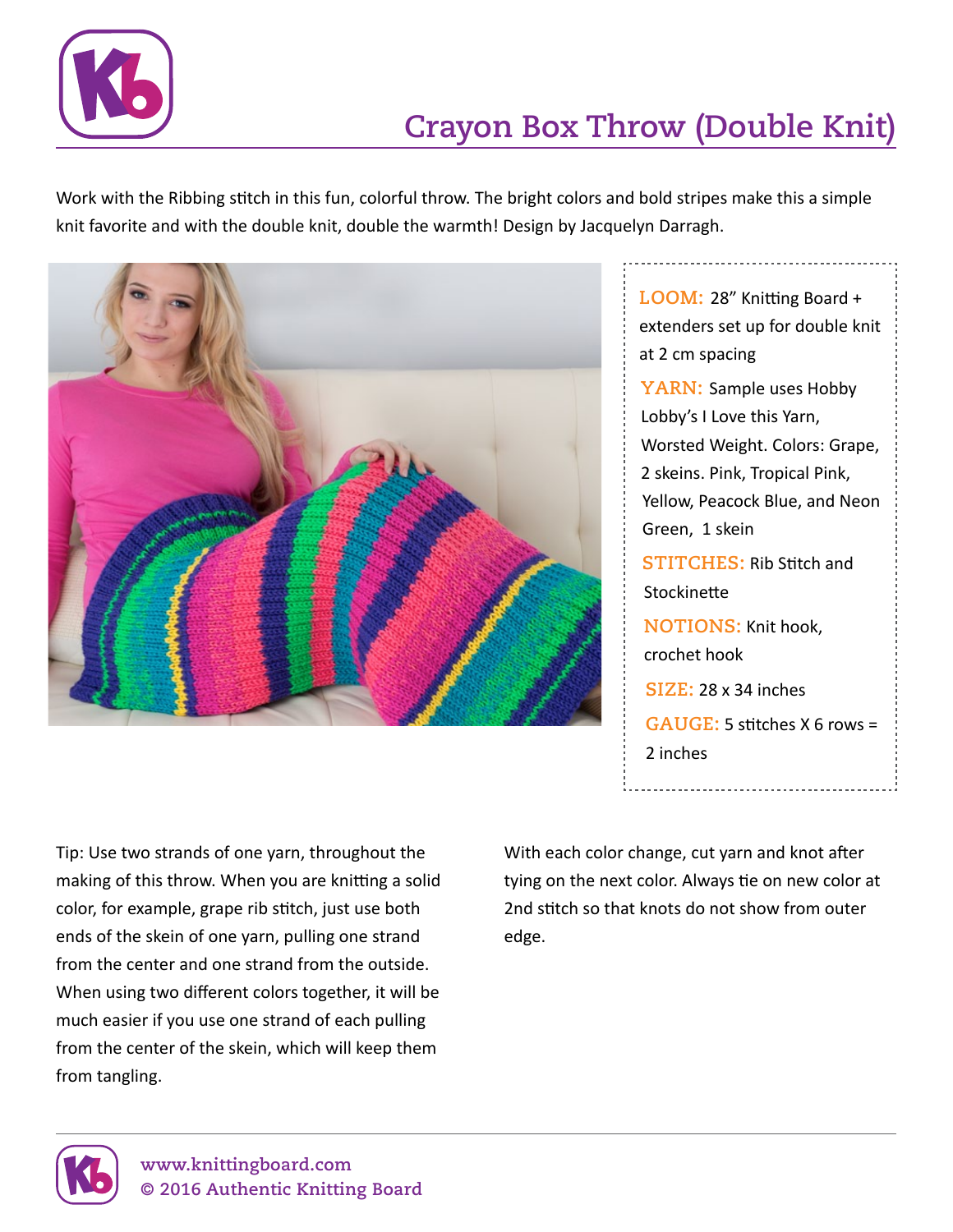# Crayon Box Throw (Double Knit)

Work with the Ribbing stitch in this fun, colorful throw. The bright colors and bold stripes make this a simple knit favorite and with the double knit, double the warmth! Design by Jacquelyn Darragh.

**LOOM:** 28" Knitting Board + extenders set up for double knit at 2 cm spacing

**YARN:** Sample uses Hobby Lobby's I Love this Yarn, Worsted Weight. Colors: Grape, 2 skeins. Pink, Tropical Pink, Yellow, Peacock Blue, and Neon Green, 1 skein

**STITCHES:** Rib Stitch and Stockinette

**NOTIONS:** Knit hook, crochet hook

**SIZE:** 28 x 34 inches

**GAUGE:** 5 stitches X 6 rows = 2 inches

Tip: Use two strands of one yarn, throughout the making of this throw. When you are knitting a solid color, for example, grape rib stitch, just use both ends of the skein of one yarn, pulling one strand from the center and one strand from the outside. When using two different colors together, it will be much easier if you use one strand of each pulling from the center of the skein, which will keep them from tangling.

With each color change, cut yarn and knot after tying on the next color. Always tie on new color at 2nd stitch so that knots do not show from outer edge.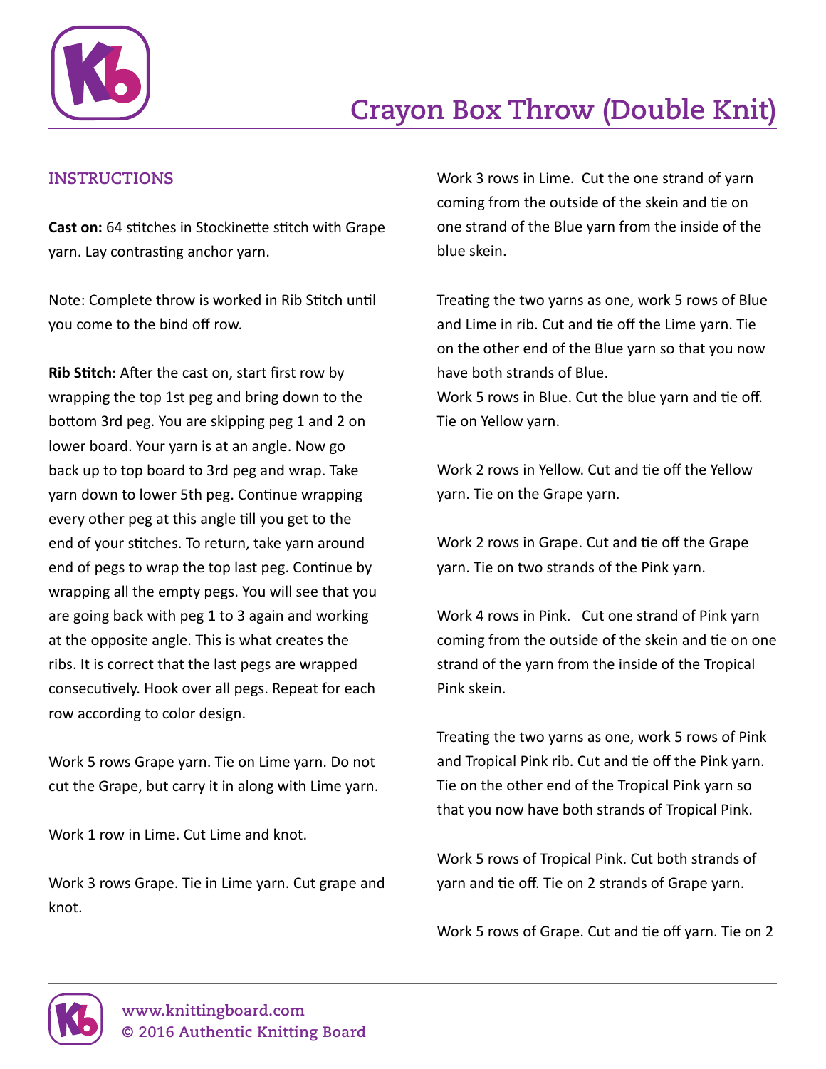# Crayon Box Throw (Double Knit)

## INSTRUCTIONS

**Cast on:** 64 stitches in Stockinette stitch with Grape yarn. Lay contrasting anchor yarn.

Note: Complete throw is worked in Rib Stitch until you come to the bind off row.

**Rib Stitch:** After the cast on, start first row by wrapping the top 1st peg and bring down to the bottom 3rd peg. You are skipping peg 1 and 2 on lower board. Your yarn is at an angle. Now go back up to top board to 3rd peg and wrap. Take yarn down to lower 5th peg. Continue wrapping every other peg at this angle till you get to the end of your stitches. To return, take yarn around end of pegs to wrap the top last peg. Continue by wrapping all the empty pegs. You will see that you are going back with peg 1 to 3 again and working at the opposite angle. This is what creates the ribs. It is correct that the last pegs are wrapped consecutively. Hook over all pegs. Repeat for each row according to color design.

Work 5 rows Grape yarn. Tie on Lime yarn. Do not cut the Grape, but carry it in along with Lime yarn.

Work 1 row in Lime. Cut Lime and knot.

Work 3 rows Grape. Tie in Lime yarn. Cut grape and knot.

Work 3 rows in Lime. Cut the one strand of yarn coming from the outside of the skein and tie on one strand of the Blue yarn from the inside of the blue skein.

Treating the two yarns as one, work 5 rows of Blue and Lime in rib. Cut and tie off the Lime yarn. Tie on the other end of the Blue yarn so that you now have both strands of Blue.
Work 5 rows in Blue. Cut the blue yarn and tie off. Tie on Yellow yarn.

Work 2 rows in Yellow. Cut and tie off the Yellow yarn. Tie on the Grape yarn.

Work 2 rows in Grape. Cut and tie off the Grape yarn. Tie on two strands of the Pink yarn.

Work 4 rows in Pink. Cut one strand of Pink yarn coming from the outside of the skein and tie on one strand of the yarn from the inside of the Tropical Pink skein.

Treating the two yarns as one, work 5 rows of Pink and Tropical Pink rib. Cut and tie off the Pink yarn. Tie on the other end of the Tropical Pink yarn so that you now have both strands of Tropical Pink.

Work 5 rows of Tropical Pink. Cut both strands of yarn and tie off. Tie on 2 strands of Grape yarn.

Work 5 rows of Grape. Cut and tie off yarn. Tie on 2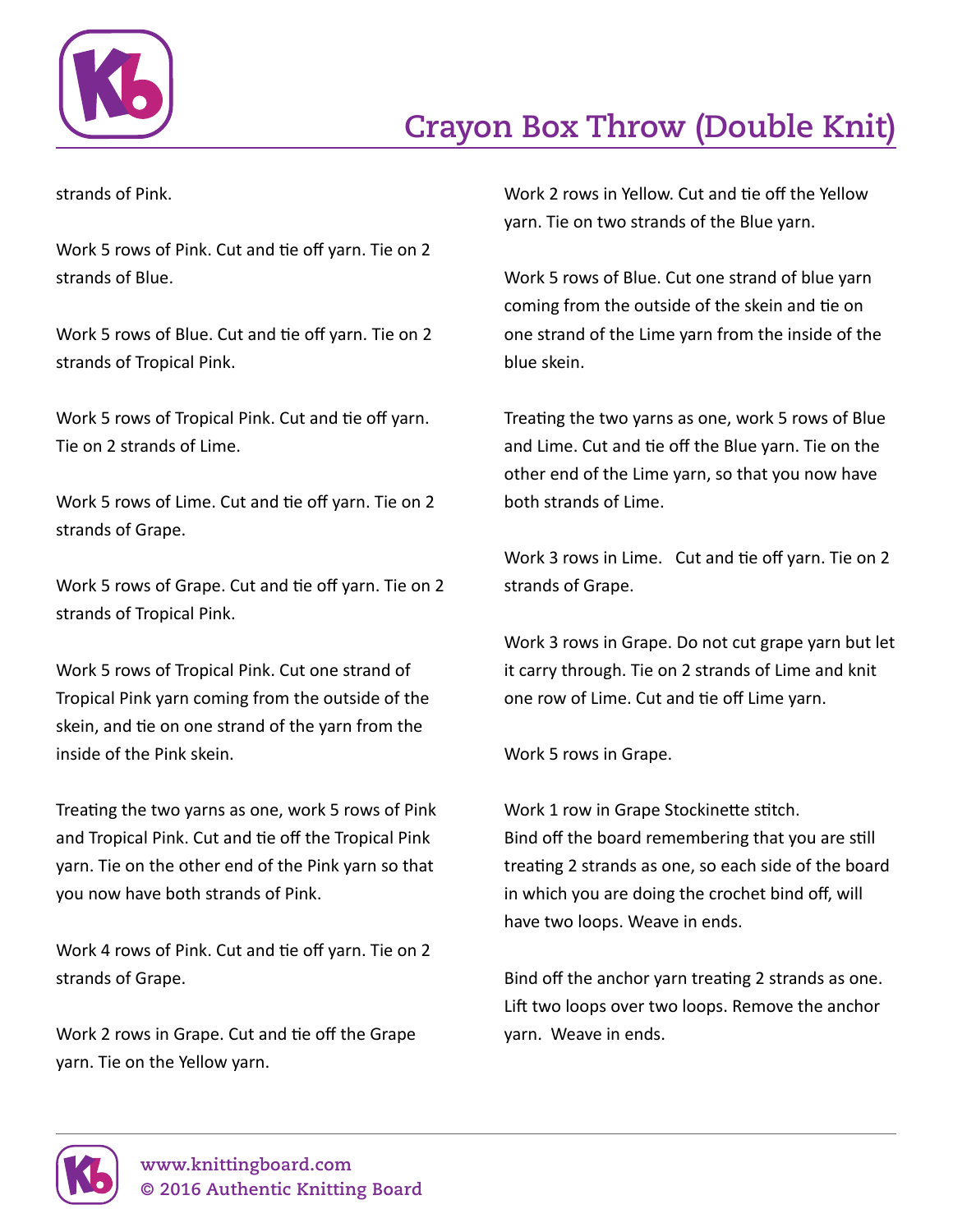strands of Pink.

Work 5 rows of Pink. Cut and tie off yarn. Tie on 2 strands of Blue.

Work 5 rows of Blue. Cut and tie off yarn. Tie on 2 strands of Tropical Pink.

Work 5 rows of Tropical Pink. Cut and tie off yarn. Tie on 2 strands of Lime.

Work 5 rows of Lime. Cut and tie off yarn. Tie on 2 strands of Grape.

Work 5 rows of Grape. Cut and tie off yarn. Tie on 2 strands of Tropical Pink.

Work 5 rows of Tropical Pink. Cut one strand of Tropical Pink yarn coming from the outside of the skein, and tie on one strand of the yarn from the inside of the Pink skein.

Treating the two yarns as one, work 5 rows of Pink and Tropical Pink. Cut and tie off the Tropical Pink yarn. Tie on the other end of the Pink yarn so that you now have both strands of Pink.

Work 4 rows of Pink. Cut and tie off yarn. Tie on 2 strands of Grape.

Work 2 rows in Grape. Cut and tie off the Grape yarn. Tie on the Yellow yarn.

Work 2 rows in Yellow. Cut and tie off the Yellow yarn. Tie on two strands of the Blue yarn.

Work 5 rows of Blue. Cut one strand of blue yarn coming from the outside of the skein and tie on one strand of the Lime yarn from the inside of the blue skein.

Treating the two yarns as one, work 5 rows of Blue and Lime. Cut and tie off the Blue yarn. Tie on the other end of the Lime yarn, so that you now have both strands of Lime.

Work 3 rows in Lime. Cut and tie off yarn. Tie on 2 strands of Grape.

Work 3 rows in Grape. Do not cut grape yarn but let it carry through. Tie on 2 strands of Lime and knit one row of Lime. Cut and tie off Lime yarn.

Work 5 rows in Grape.

Work 1 row in Grape Stockinette stitch.
Bind off the board remembering that you are still treating 2 strands as one, so each side of the board in which you are doing the crochet bind off, will have two loops. Weave in ends.

Bind off the anchor yarn treating 2 strands as one. Lift two loops over two loops. Remove the anchor yarn. Weave in ends.